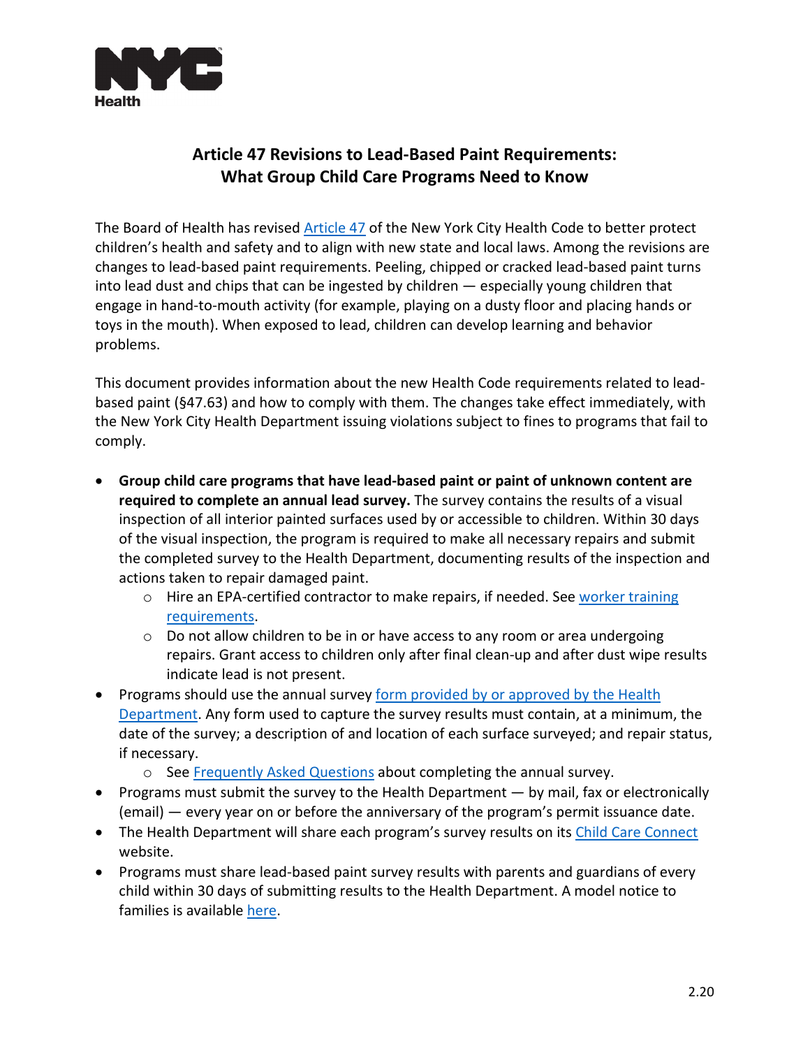NYC Health

# Article 47 Revisions to Lead-Based Paint Requirements: What Group Child Care Programs Need to Know

The Board of Health has revised Article 47 of the New York City Health Code to better protect children's health and safety and to align with new state and local laws. Among the revisions are changes to lead-based paint requirements. Peeling, chipped or cracked lead-based paint turns into lead dust and chips that can be ingested by children — especially young children that engage in hand-to-mouth activity (for example, playing on a dusty floor and placing hands or toys in the mouth). When exposed to lead, children can develop learning and behavior problems.

This document provides information about the new Health Code requirements related to lead-based paint (§47.63) and how to comply with them. The changes take effect immediately, with the New York City Health Department issuing violations subject to fines to programs that fail to comply.

- **Group child care programs that have lead-based paint or paint of unknown content are required to complete an annual lead survey.** The survey contains the results of a visual inspection of all interior painted surfaces used by or accessible to children. Within 30 days of the visual inspection, the program is required to make all necessary repairs and submit the completed survey to the Health Department, documenting results of the inspection and actions taken to repair damaged paint.
  - Hire an EPA-certified contractor to make repairs, if needed. See worker training requirements.
  - Do not allow children to be in or have access to any room or area undergoing repairs. Grant access to children only after final clean-up and after dust wipe results indicate lead is not present.
- Programs should use the annual survey form provided by or approved by the Health Department. Any form used to capture the survey results must contain, at a minimum, the date of the survey; a description of and location of each surface surveyed; and repair status, if necessary.
  - See Frequently Asked Questions about completing the annual survey.
- Programs must submit the survey to the Health Department — by mail, fax or electronically (email) — every year on or before the anniversary of the program's permit issuance date.
- The Health Department will share each program's survey results on its Child Care Connect website.
- Programs must share lead-based paint survey results with parents and guardians of every child within 30 days of submitting results to the Health Department. A model notice to families is available here.

2.20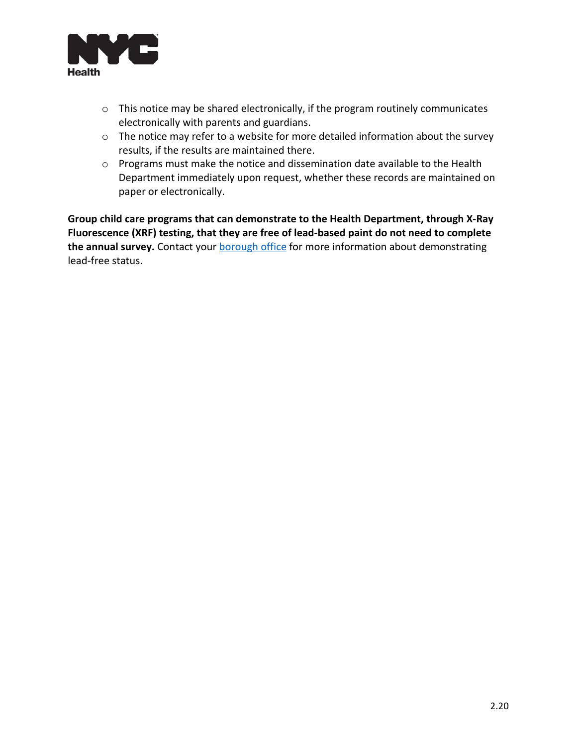- This notice may be shared electronically, if the program routinely communicates electronically with parents and guardians.
- The notice may refer to a website for more detailed information about the survey results, if the results are maintained there.
- Programs must make the notice and dissemination date available to the Health Department immediately upon request, whether these records are maintained on paper or electronically.

**Group child care programs that can demonstrate to the Health Department, through X-Ray Fluorescence (XRF) testing, that they are free of lead-based paint do not need to complete the annual survey.** Contact your borough office for more information about demonstrating lead-free status.